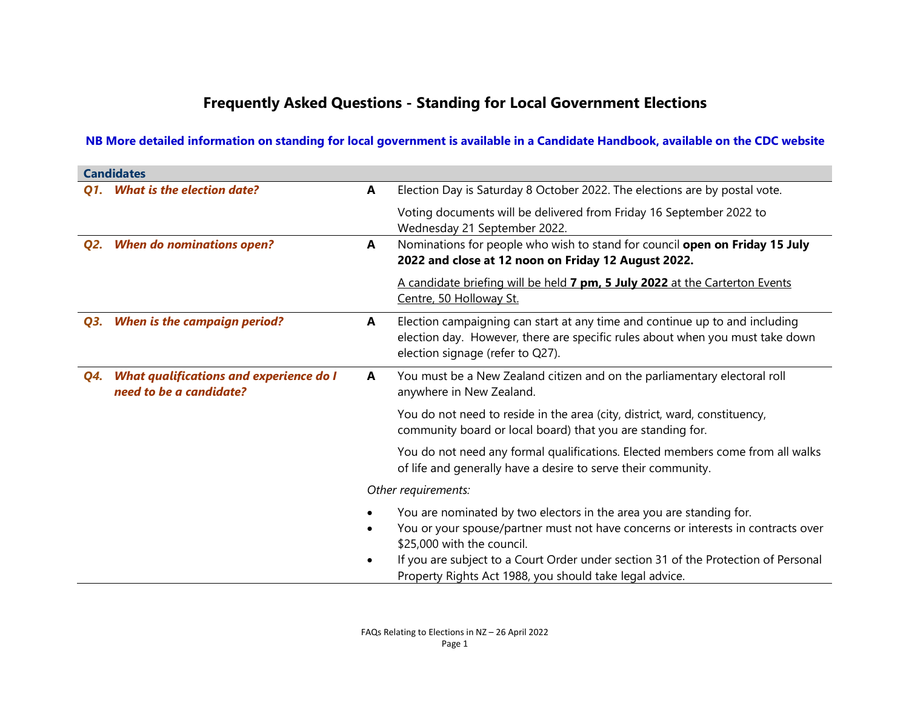# Frequently Asked Questions - Standing for Local Government Elections

**NB More detailed information on standing for local government is available in a Candidate Handbook, available on the CDC website**

## Candidates

***Q1. What is the election date?***

**A** Election Day is Saturday 8 October 2022. The elections are by postal vote.

Voting documents will be delivered from Friday 16 September 2022 to Wednesday 21 September 2022.

***Q2. When do nominations open?***

**A** Nominations for people who wish to stand for council **open on Friday 15 July 2022 and close at 12 noon on Friday 12 August 2022.**

A candidate briefing will be held **7 pm, 5 July 2022** at the Carterton Events Centre, 50 Holloway St.

***Q3. When is the campaign period?***

**A** Election campaigning can start at any time and continue up to and including election day. However, there are specific rules about when you must take down election signage (refer to Q27).

***Q4. What qualifications and experience do I need to be a candidate?***

**A** You must be a New Zealand citizen and on the parliamentary electoral roll anywhere in New Zealand.

You do not need to reside in the area (city, district, ward, constituency, community board or local board) that you are standing for.

You do not need any formal qualifications. Elected members come from all walks of life and generally have a desire to serve their community.

*Other requirements:*

- You are nominated by two electors in the area you are standing for.
- You or your spouse/partner must not have concerns or interests in contracts over $25,000 with the council.
- If you are subject to a Court Order under section 31 of the Protection of Personal Property Rights Act 1988, you should take legal advice.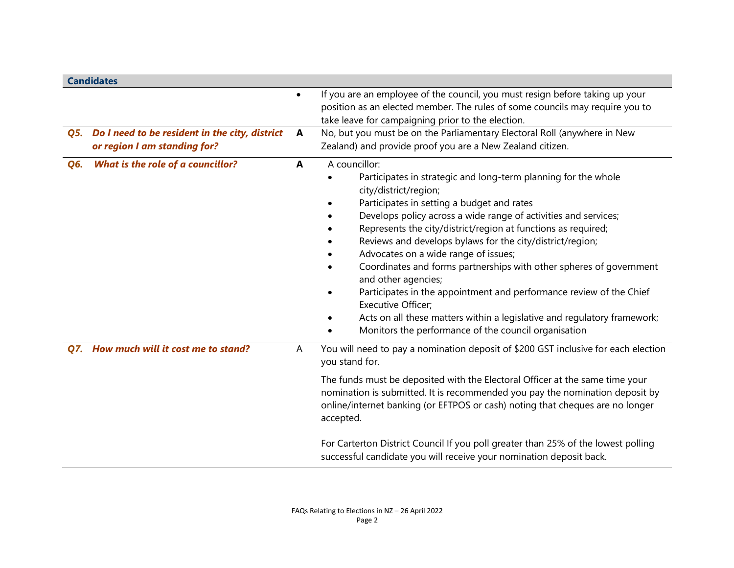## Candidates

- If you are an employee of the council, you must resign before taking up your position as an elected member. The rules of some councils may require you to take leave for campaigning prior to the election.

***Q5. Do I need to be resident in the city, district or region I am standing for?***

**A** No, but you must be on the Parliamentary Electoral Roll (anywhere in New Zealand) and provide proof you are a New Zealand citizen.

***Q6. What is the role of a councillor?***

**A** A councillor:

- Participates in strategic and long-term planning for the whole city/district/region;
- Participates in setting a budget and rates
- Develops policy across a wide range of activities and services;
- Represents the city/district/region at functions as required;
- Reviews and develops bylaws for the city/district/region;
- Advocates on a wide range of issues;
- Coordinates and forms partnerships with other spheres of government and other agencies;
- Participates in the appointment and performance review of the Chief Executive Officer;
- Acts on all these matters within a legislative and regulatory framework;
- Monitors the performance of the council organisation

***Q7. How much will it cost me to stand?***

A You will need to pay a nomination deposit of $200 GST inclusive for each election you stand for.

The funds must be deposited with the Electoral Officer at the same time your nomination is submitted. It is recommended you pay the nomination deposit by online/internet banking (or EFTPOS or cash) noting that cheques are no longer accepted.

For Carterton District Council If you poll greater than 25% of the lowest polling successful candidate you will receive your nomination deposit back.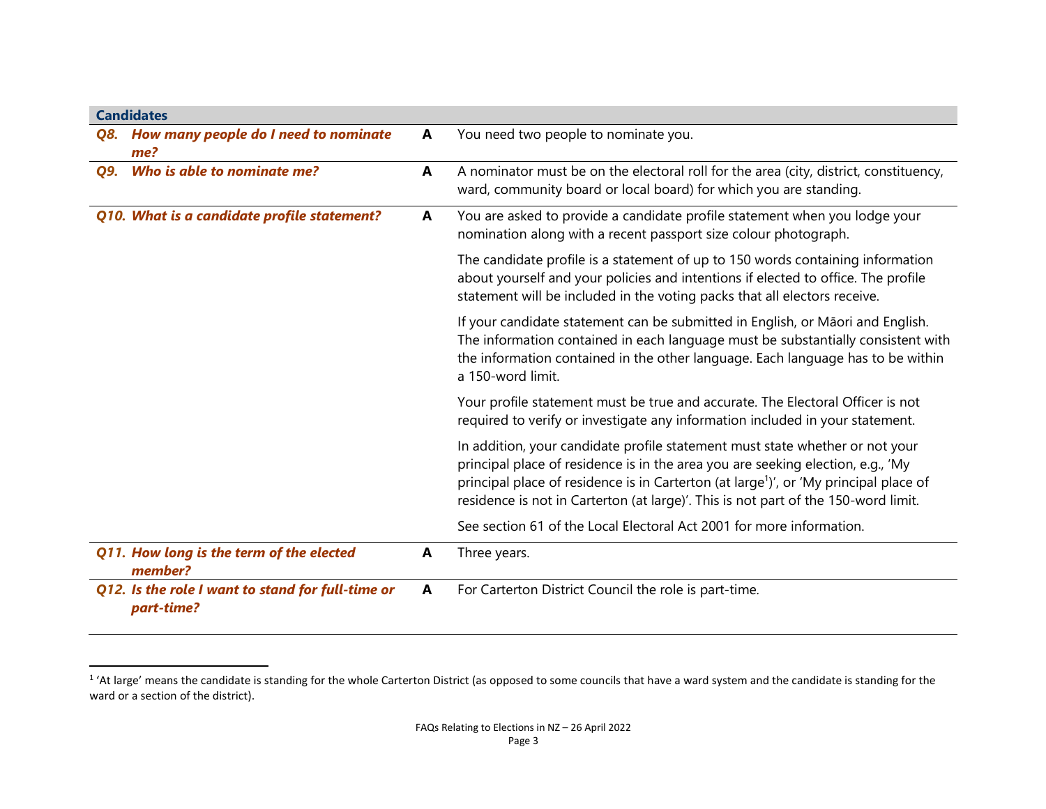## Candidates

| | | |
|---|---|---|
| ***Q8. How many people do I need to nominate me?*** | **A** | You need two people to nominate you. |
| ***Q9. Who is able to nominate me?*** | **A** | A nominator must be on the electoral roll for the area (city, district, constituency, ward, community board or local board) for which you are standing. |
| ***Q10. What is a candidate profile statement?*** | **A** | You are asked to provide a candidate profile statement when you lodge your nomination along with a recent passport size colour photograph.<br><br>The candidate profile is a statement of up to 150 words containing information about yourself and your policies and intentions if elected to office. The profile statement will be included in the voting packs that all electors receive.<br><br>If your candidate statement can be submitted in English, or Māori and English. The information contained in each language must be substantially consistent with the information contained in the other language. Each language has to be within a 150-word limit.<br><br>Your profile statement must be true and accurate. The Electoral Officer is not required to verify or investigate any information included in your statement.<br><br>In addition, your candidate profile statement must state whether or not your principal place of residence is in the area you are seeking election, e.g., 'My principal place of residence is in Carterton (at large[1])', or 'My principal place of residence is not in Carterton (at large)'. This is not part of the 150-word limit.<br><br>See section 61 of the Local Electoral Act 2001 for more information. |
| ***Q11. How long is the term of the elected member?*** | **A** | Three years. |
| ***Q12. Is the role I want to stand for full-time or part-time?*** | **A** | For Carterton District Council the role is part-time. |

[1] 'At large' means the candidate is standing for the whole Carterton District (as opposed to some councils that have a ward system and the candidate is standing for the ward or a section of the district).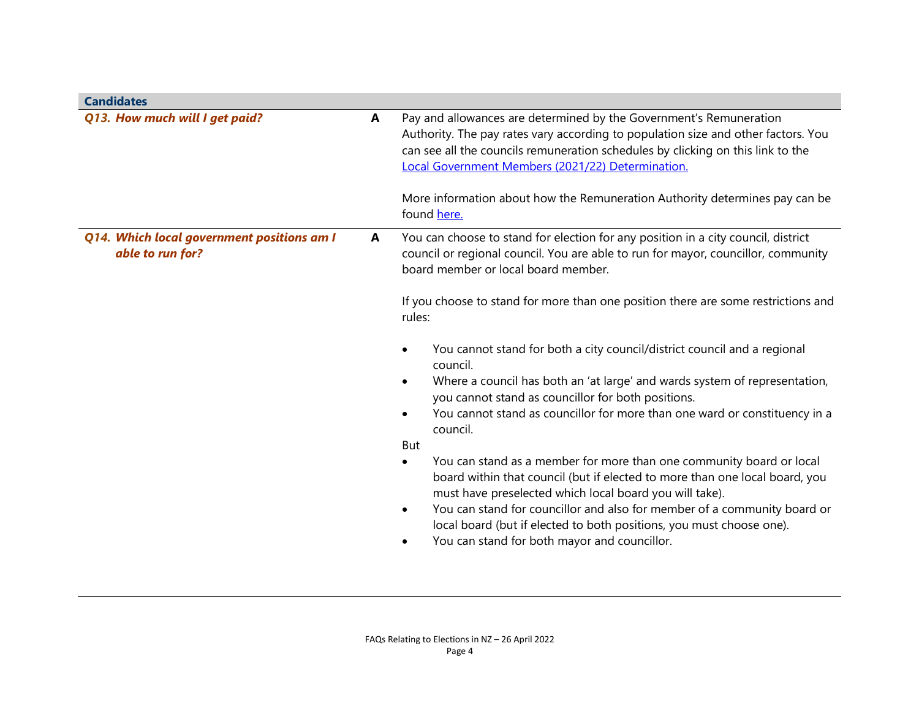## Candidates

***Q13. How much will I get paid?***

**A**

Pay and allowances are determined by the Government's Remuneration Authority. The pay rates vary according to population size and other factors. You can see all the councils remuneration schedules by clicking on this link to the Local Government Members (2021/22) Determination.

More information about how the Remuneration Authority determines pay can be found here.

***Q14. Which local government positions am I able to run for?***

**A**

You can choose to stand for election for any position in a city council, district council or regional council. You are able to run for mayor, councillor, community board member or local board member.

If you choose to stand for more than one position there are some restrictions and rules:

- You cannot stand for both a city council/district council and a regional council.
- Where a council has both an 'at large' and wards system of representation, you cannot stand as councillor for both positions.
- You cannot stand as councillor for more than one ward or constituency in a council.

But

- You can stand as a member for more than one community board or local board within that council (but if elected to more than one local board, you must have preselected which local board you will take).
- You can stand for councillor and also for member of a community board or local board (but if elected to both positions, you must choose one).
- You can stand for both mayor and councillor.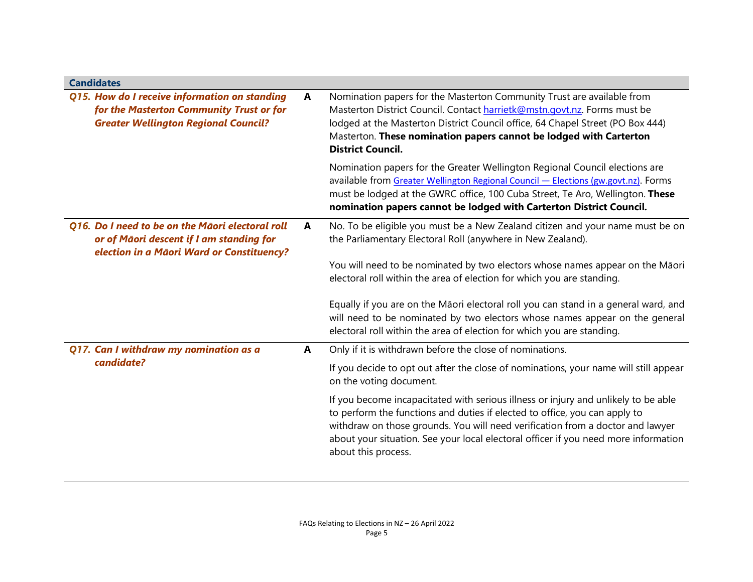| **Candidates** | | |
|---|---|---|
| ***Q15. How do I receive information on standing for the Masterton Community Trust or for Greater Wellington Regional Council?*** | **A** | Nomination papers for the Masterton Community Trust are available from Masterton District Council. Contact harrietk@mstn.govt.nz. Forms must be lodged at the Masterton District Council office, 64 Chapel Street (PO Box 444) Masterton. **These nomination papers cannot be lodged with Carterton District Council.**<br><br>Nomination papers for the Greater Wellington Regional Council elections are available from Greater Wellington Regional Council — Elections (gw.govt.nz). Forms must be lodged at the GWRC office, 100 Cuba Street, Te Aro, Wellington. **These nomination papers cannot be lodged with Carterton District Council.** |
| ***Q16. Do I need to be on the Māori electoral roll or of Māori descent if I am standing for election in a Māori Ward or Constituency?*** | **A** | No. To be eligible you must be a New Zealand citizen and your name must be on the Parliamentary Electoral Roll (anywhere in New Zealand).<br><br>You will need to be nominated by two electors whose names appear on the Māori electoral roll within the area of election for which you are standing.<br><br>Equally if you are on the Māori electoral roll you can stand in a general ward, and will need to be nominated by two electors whose names appear on the general electoral roll within the area of election for which you are standing. |
| ***Q17. Can I withdraw my nomination as a candidate?*** | **A** | Only if it is withdrawn before the close of nominations.<br><br>If you decide to opt out after the close of nominations, your name will still appear on the voting document.<br><br>If you become incapacitated with serious illness or injury and unlikely to be able to perform the functions and duties if elected to office, you can apply to withdraw on those grounds. You will need verification from a doctor and lawyer about your situation. See your local electoral officer if you need more information about this process. |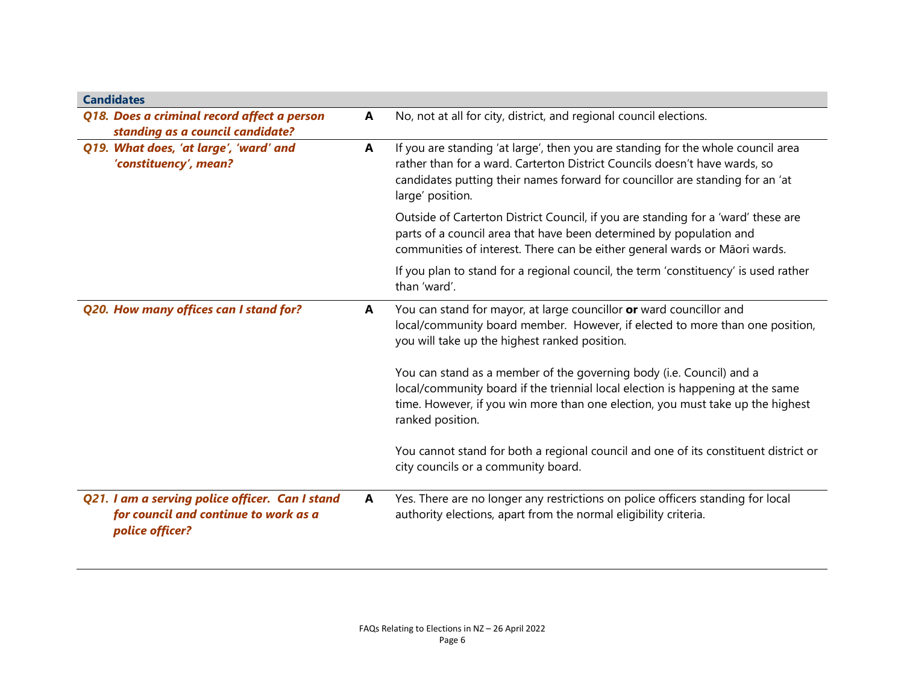| **Candidates** | | |
|---|---|---|
| ***Q18. Does a criminal record affect a person standing as a council candidate?*** | **A** | No, not at all for city, district, and regional council elections. |
| ***Q19. What does, 'at large', 'ward' and 'constituency', mean?*** | **A** | If you are standing 'at large', then you are standing for the whole council area rather than for a ward. Carterton District Councils doesn't have wards, so candidates putting their names forward for councillor are standing for an 'at large' position.<br><br>Outside of Carterton District Council, if you are standing for a 'ward' these are parts of a council area that have been determined by population and communities of interest. There can be either general wards or Māori wards.<br><br>If you plan to stand for a regional council, the term 'constituency' is used rather than 'ward'. |
| ***Q20. How many offices can I stand for?*** | **A** | You can stand for mayor, at large councillor **or** ward councillor and local/community board member. However, if elected to more than one position, you will take up the highest ranked position.<br><br>You can stand as a member of the governing body (i.e. Council) and a local/community board if the triennial local election is happening at the same time. However, if you win more than one election, you must take up the highest ranked position.<br><br>You cannot stand for both a regional council and one of its constituent district or city councils or a community board. |
| ***Q21. I am a serving police officer. Can I stand for council and continue to work as a police officer?*** | **A** | Yes. There are no longer any restrictions on police officers standing for local authority elections, apart from the normal eligibility criteria. |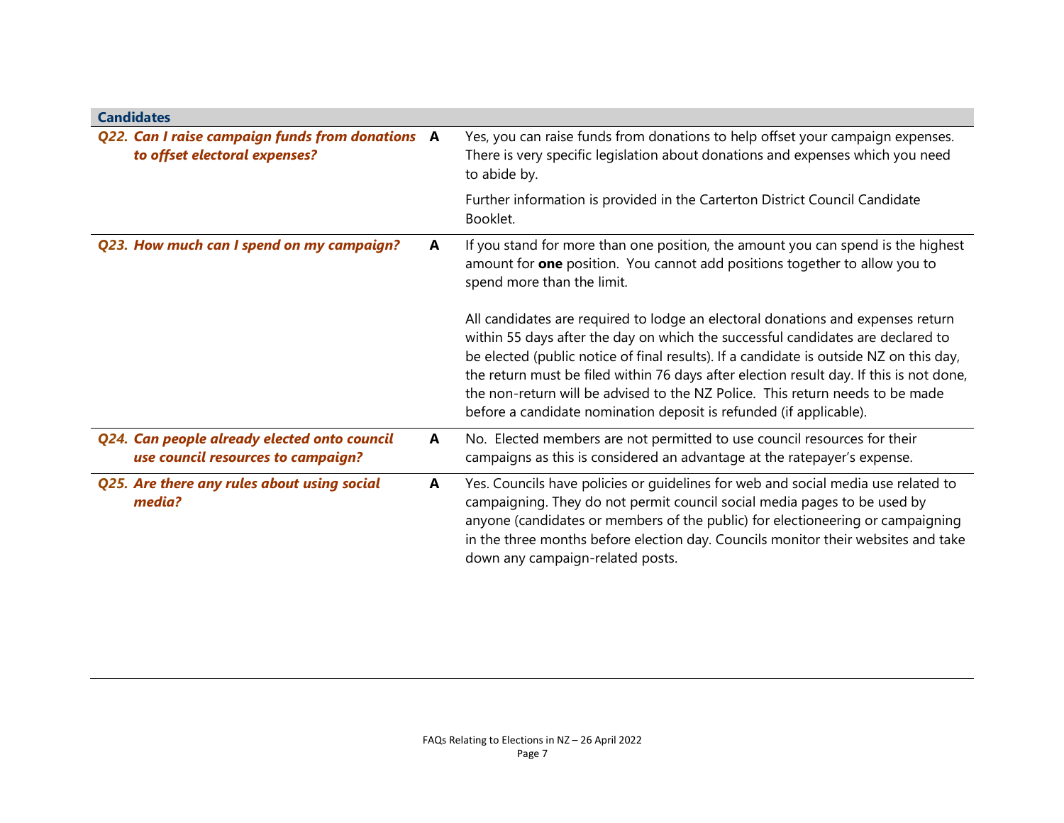| Candidates | | |
|---|---|---|
| ***Q22. Can I raise campaign funds from donations to offset electoral expenses?*** | **A** | Yes, you can raise funds from donations to help offset your campaign expenses. There is very specific legislation about donations and expenses which you need to abide by.<br><br>Further information is provided in the Carterton District Council Candidate Booklet. |
| ***Q23. How much can I spend on my campaign?*** | **A** | If you stand for more than one position, the amount you can spend is the highest amount for **one** position. You cannot add positions together to allow you to spend more than the limit.<br><br>All candidates are required to lodge an electoral donations and expenses return within 55 days after the day on which the successful candidates are declared to be elected (public notice of final results). If a candidate is outside NZ on this day, the return must be filed within 76 days after election result day. If this is not done, the non-return will be advised to the NZ Police. This return needs to be made before a candidate nomination deposit is refunded (if applicable). |
| ***Q24. Can people already elected onto council use council resources to campaign?*** | **A** | No. Elected members are not permitted to use council resources for their campaigns as this is considered an advantage at the ratepayer's expense. |
| ***Q25. Are there any rules about using social media?*** | **A** | Yes. Councils have policies or guidelines for web and social media use related to campaigning. They do not permit council social media pages to be used by anyone (candidates or members of the public) for electioneering or campaigning in the three months before election day. Councils monitor their websites and take down any campaign-related posts. |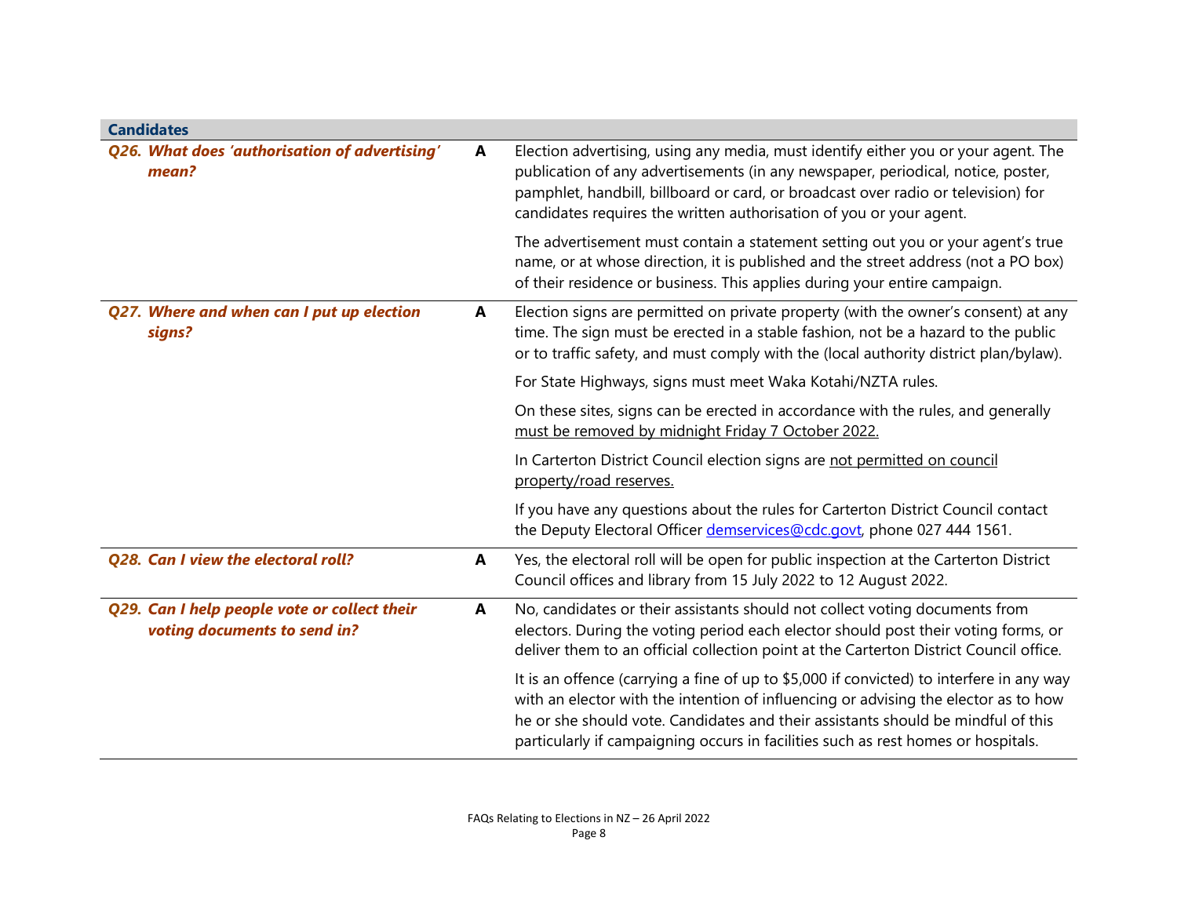| Candidates | | |
|---|---|---|
| ***Q26. What does 'authorisation of advertising' mean?*** | **A** | Election advertising, using any media, must identify either you or your agent. The publication of any advertisements (in any newspaper, periodical, notice, poster, pamphlet, handbill, billboard or card, or broadcast over radio or television) for candidates requires the written authorisation of you or your agent.<br><br>The advertisement must contain a statement setting out you or your agent's true name, or at whose direction, it is published and the street address (not a PO box) of their residence or business. This applies during your entire campaign. |
| ***Q27. Where and when can I put up election signs?*** | **A** | Election signs are permitted on private property (with the owner's consent) at any time. The sign must be erected in a stable fashion, not be a hazard to the public or to traffic safety, and must comply with the (local authority district plan/bylaw).<br><br>For State Highways, signs must meet Waka Kotahi/NZTA rules.<br><br>On these sites, signs can be erected in accordance with the rules, and generally must be removed by midnight Friday 7 October 2022.<br><br>In Carterton District Council election signs are not permitted on council property/road reserves.<br><br>If you have any questions about the rules for Carterton District Council contact the Deputy Electoral Officer [demservices@cdc.govt](mailto:demservices@cdc.govt), phone 027 444 1561. |
| ***Q28. Can I view the electoral roll?*** | **A** | Yes, the electoral roll will be open for public inspection at the Carterton District Council offices and library from 15 July 2022 to 12 August 2022. |
| ***Q29. Can I help people vote or collect their voting documents to send in?*** | **A** | No, candidates or their assistants should not collect voting documents from electors. During the voting period each elector should post their voting forms, or deliver them to an official collection point at the Carterton District Council office.<br><br>It is an offence (carrying a fine of up to $5,000 if convicted) to interfere in any way with an elector with the intention of influencing or advising the elector as to how he or she should vote. Candidates and their assistants should be mindful of this particularly if campaigning occurs in facilities such as rest homes or hospitals. |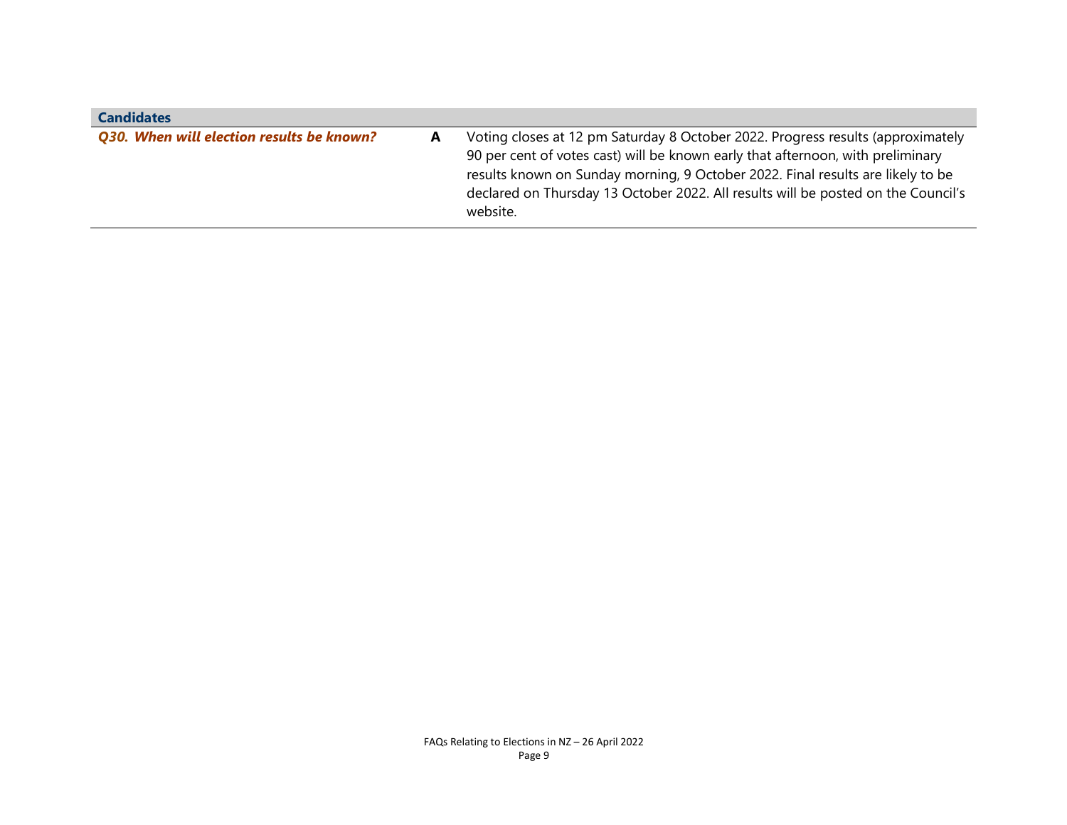| Candidates | | |
|---|---|---|
| ***Q30. When will election results be known?*** | **A** | Voting closes at 12 pm Saturday 8 October 2022. Progress results (approximately 90 per cent of votes cast) will be known early that afternoon, with preliminary results known on Sunday morning, 9 October 2022. Final results are likely to be declared on Thursday 13 October 2022. All results will be posted on the Council's website. |